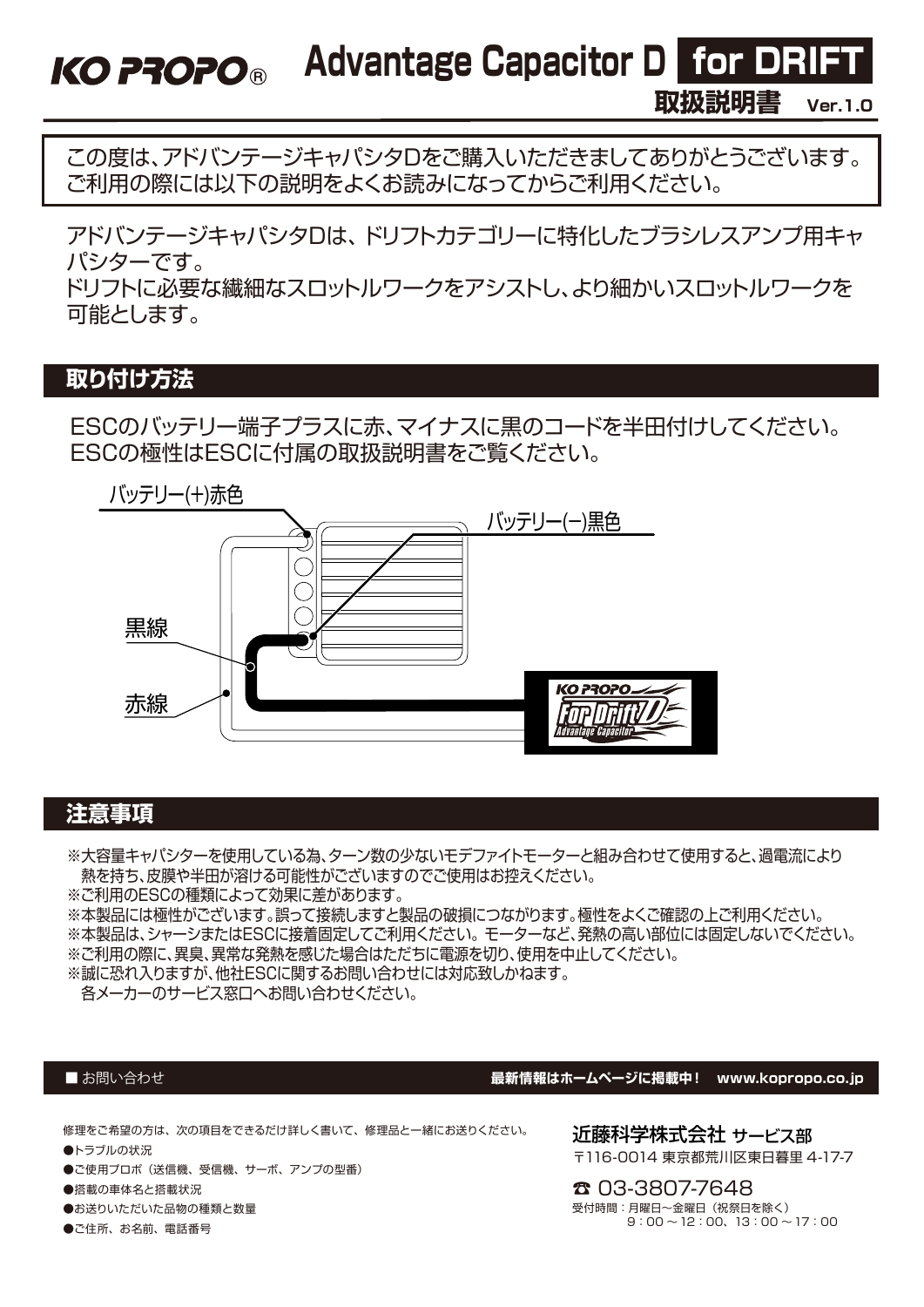# KO PROPO® Advantage Capacitor D for DRIFT

**取扱説明書** Ver.1.0

この度は、アドバンテージキャパシタDをご購入いただきましてありがとうございます。
ご利用の際には以下の説明をよくお読みになってからご利用ください。

アドバンテージキャパシタDは、ドリフトカテゴリーに特化したブラシレスアンプ用キャパシターです。
ドリフトに必要な繊細なスロットルワークをアシストし、より細かいスロットルワークを可能とします。

## 取り付け方法

ESCのバッテリー端子プラスに赤、マイナスに黒のコードを半田付けしてください。
ESCの極性はESCに付属の取扱説明書をご覧ください。

バッテリー(+)赤色
バッテリー(−)黒色
黒線
赤線

## 注意事項

※大容量キャパシターを使用している為、ターン数の少ないモデファイトモーターと組み合わせて使用すると、過電流により熱を持ち、皮膜や半田が溶ける可能性がございますのでご使用はお控えください。
※ご利用のESCの種類によって効果に差があります。
※本製品には極性がございます。誤って接続しますと製品の破損につながります。極性をよくご確認の上ご利用ください。
※本製品は、シャーシまたはESCに接着固定してご利用ください。モーターなど、発熱の高い部位には固定しないでください。
※ご利用の際に、異臭、異常な発熱を感じた場合はただちに電源を切り、使用を中止してください。
※誠に恐れ入りますが、他社ESCに関するお問い合わせには対応致しかねます。
各メーカーのサービス窓口へお問い合わせください。

■ お問い合わせ

**最新情報はホームページに掲載中！ www.kopropo.co.jp**

修理をご希望の方は、次の項目をできるだけ詳しく書いて、修理品と一緒にお送りください。

- トラブルの状況
- ご使用プロポ（送信機、受信機、サーボ、アンプの型番）
- 搭載の車体名と搭載状況
- お送りいただいた品物の種類と数量
- ご住所、お名前、電話番号

**近藤科学株式会社 サービス部**
〒116-0014 東京都荒川区東日暮里 4-17-7

☎ 03-3807-7648
受付時間：月曜日〜金曜日（祝祭日を除く）
9：00〜12：00、13：00〜17：00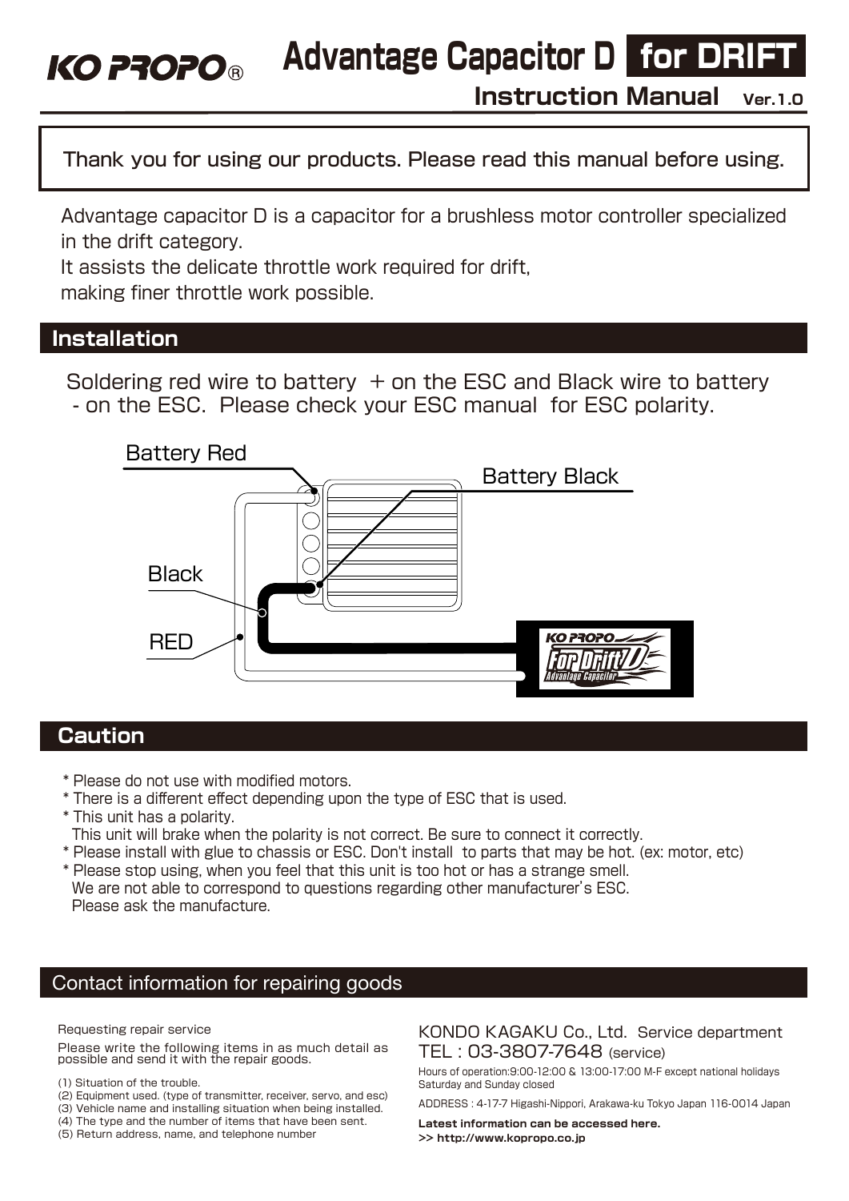KO PROPO®

# Advantage Capacitor D for DRIFT

## Instruction Manual Ver.1.0

Thank you for using our products. Please read this manual before using.

Advantage capacitor D is a capacitor for a brushless motor controller specialized in the drift category.
It assists the delicate throttle work required for drift, making finer throttle work possible.

## Installation

Soldering red wire to battery + on the ESC and Black wire to battery - on the ESC. Please check your ESC manual for ESC polarity.

Battery Red

Battery Black

Black

RED

## Caution

* Please do not use with modified motors.
* There is a different effect depending upon the type of ESC that is used.
* This unit has a polarity.
  This unit will brake when the polarity is not correct. Be sure to connect it correctly.
* Please install with glue to chassis or ESC. Don't install to parts that may be hot. (ex: motor, etc)
* Please stop using, when you feel that this unit is too hot or has a strange smell.
  We are not able to correspond to questions regarding other manufacturer's ESC.
  Please ask the manufacture.

## Contact information for repairing goods

Requesting repair service

Please write the following items in as much detail as possible and send it with the repair goods.

(1) Situation of the trouble.
(2) Equipment used. (type of transmitter, receiver, servo, and esc)
(3) Vehicle name and installing situation when being installed.
(4) The type and the number of items that have been sent.
(5) Return address, name, and telephone number

KONDO KAGAKU Co., Ltd. Service department
TEL : 03-3807-7648 (service)

Hours of operation:9:00-12:00 & 13:00-17:00 M-F except national holidays
Saturday and Sunday closed

ADDRESS : 4-17-7 Higashi-Nippori, Arakawa-ku Tokyo Japan 116-0014 Japan

**Latest information can be accessed here.**
**>> http://www.kopropo.co.jp**